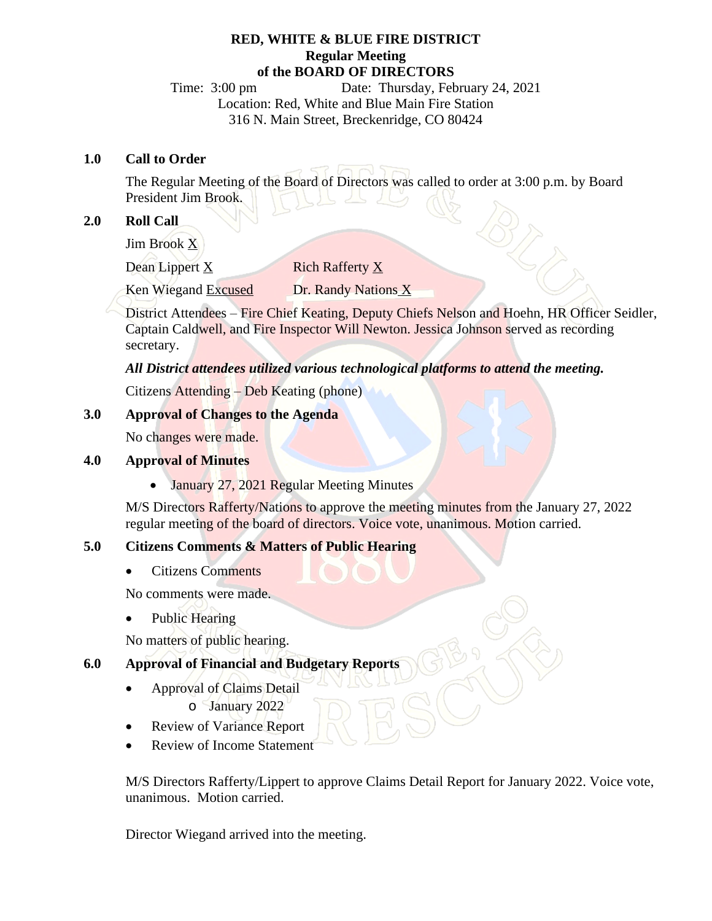**RED, WHITE & BLUE FIRE DISTRICT**
**Regular Meeting**
**of the BOARD OF DIRECTORS**

Time: 3:00 pm Date: Thursday, February 24, 2021
Location: Red, White and Blue Main Fire Station
316 N. Main Street, Breckenridge, CO 80424

## 1.0 Call to Order

The Regular Meeting of the Board of Directors was called to order at 3:00 p.m. by Board President Jim Brook.

## 2.0 Roll Call

Jim Brook X

Dean Lippert X Rich Rafferty X

Ken Wiegand Excused Dr. Randy Nations X

District Attendees – Fire Chief Keating, Deputy Chiefs Nelson and Hoehn, HR Officer Seidler, Captain Caldwell, and Fire Inspector Will Newton. Jessica Johnson served as recording secretary.

***All District attendees utilized various technological platforms to attend the meeting.***

Citizens Attending – Deb Keating (phone)

## 3.0 Approval of Changes to the Agenda

No changes were made.

## 4.0 Approval of Minutes

- January 27, 2021 Regular Meeting Minutes

M/S Directors Rafferty/Nations to approve the meeting minutes from the January 27, 2022 regular meeting of the board of directors. Voice vote, unanimous. Motion carried.

## 5.0 Citizens Comments & Matters of Public Hearing

- Citizens Comments

No comments were made.

- Public Hearing

No matters of public hearing.

## 6.0 Approval of Financial and Budgetary Reports

- Approval of Claims Detail
  - January 2022
- Review of Variance Report
- Review of Income Statement

M/S Directors Rafferty/Lippert to approve Claims Detail Report for January 2022. Voice vote, unanimous. Motion carried.

Director Wiegand arrived into the meeting.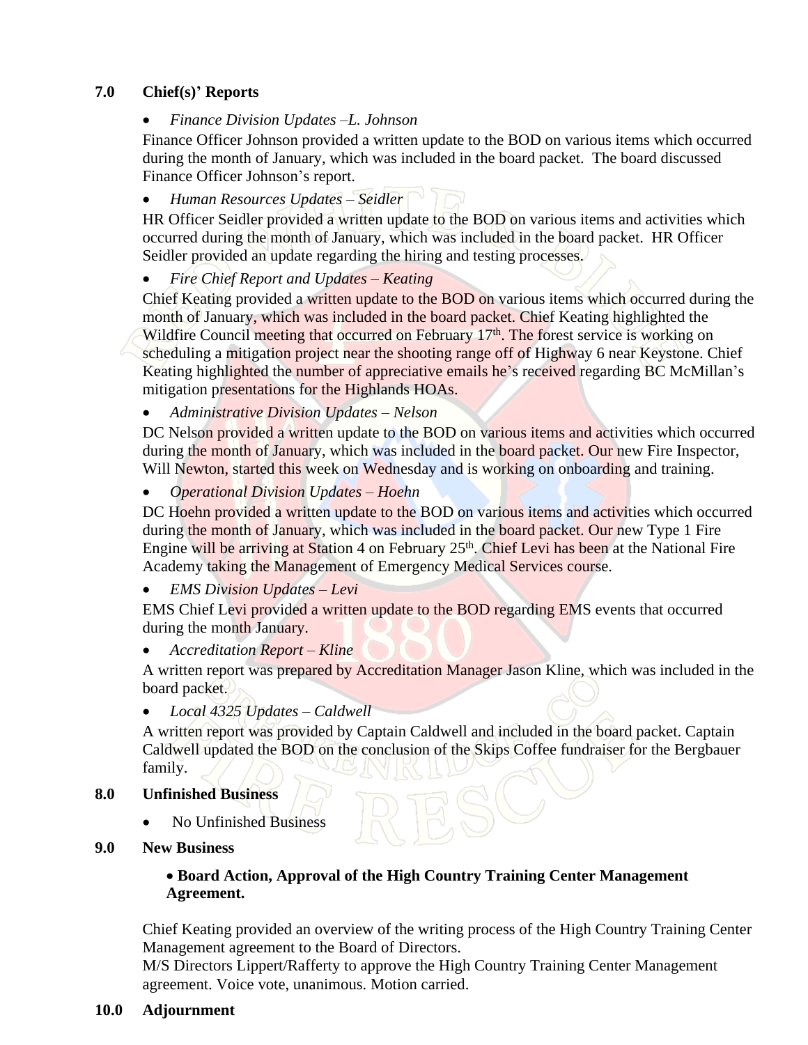## 7.0 Chief(s)' Reports

- *Finance Division Updates –L. Johnson*

Finance Officer Johnson provided a written update to the BOD on various items which occurred during the month of January, which was included in the board packet. The board discussed Finance Officer Johnson's report.

- *Human Resources Updates – Seidler*

HR Officer Seidler provided a written update to the BOD on various items and activities which occurred during the month of January, which was included in the board packet. HR Officer Seidler provided an update regarding the hiring and testing processes.

- *Fire Chief Report and Updates – Keating*

Chief Keating provided a written update to the BOD on various items which occurred during the month of January, which was included in the board packet. Chief Keating highlighted the Wildfire Council meeting that occurred on February 17th. The forest service is working on scheduling a mitigation project near the shooting range off of Highway 6 near Keystone. Chief Keating highlighted the number of appreciative emails he's received regarding BC McMillan's mitigation presentations for the Highlands HOAs.

- *Administrative Division Updates – Nelson*

DC Nelson provided a written update to the BOD on various items and activities which occurred during the month of January, which was included in the board packet. Our new Fire Inspector, Will Newton, started this week on Wednesday and is working on onboarding and training.

- *Operational Division Updates – Hoehn*

DC Hoehn provided a written update to the BOD on various items and activities which occurred during the month of January, which was included in the board packet. Our new Type 1 Fire Engine will be arriving at Station 4 on February 25th. Chief Levi has been at the National Fire Academy taking the Management of Emergency Medical Services course.

- *EMS Division Updates – Levi*

EMS Chief Levi provided a written update to the BOD regarding EMS events that occurred during the month January.

- *Accreditation Report – Kline*

A written report was prepared by Accreditation Manager Jason Kline, which was included in the board packet.

- *Local 4325 Updates – Caldwell*

A written report was provided by Captain Caldwell and included in the board packet. Captain Caldwell updated the BOD on the conclusion of the Skips Coffee fundraiser for the Bergbauer family.

## 8.0 Unfinished Business

- No Unfinished Business

## 9.0 New Business

- **Board Action, Approval of the High Country Training Center Management Agreement.**

Chief Keating provided an overview of the writing process of the High Country Training Center Management agreement to the Board of Directors.
M/S Directors Lippert/Rafferty to approve the High Country Training Center Management agreement. Voice vote, unanimous. Motion carried.

## 10.0 Adjournment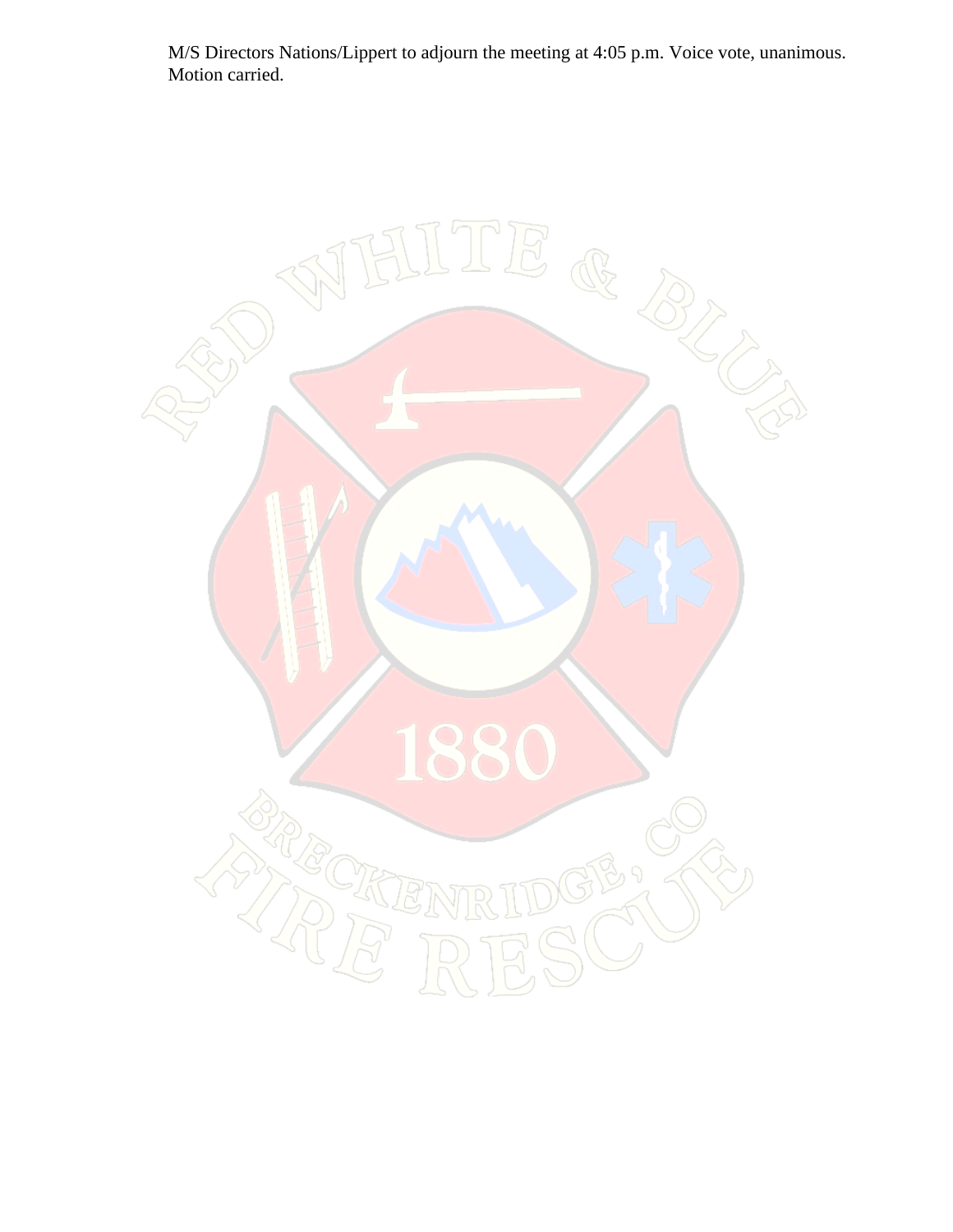M/S Directors Nations/Lippert to adjourn the meeting at 4:05 p.m. Voice vote, unanimous. Motion carried.